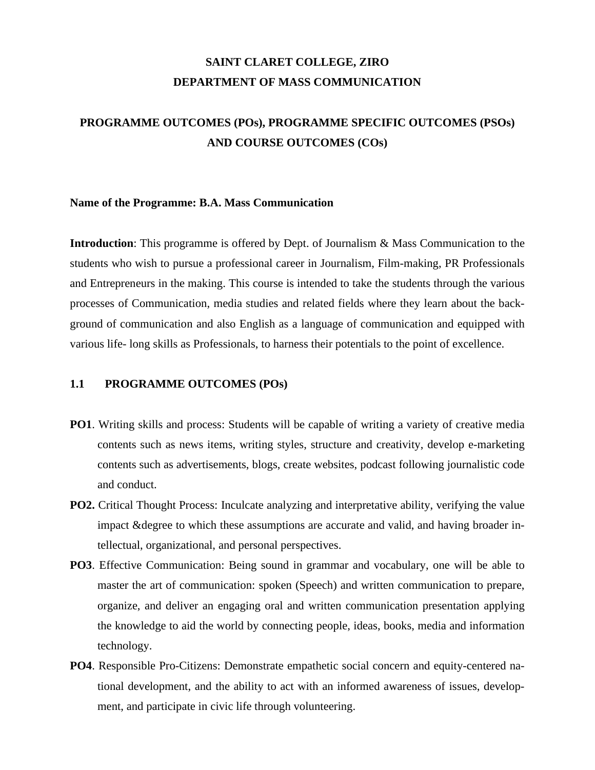# SAINT CLARET COLLEGE, ZIRO
# DEPARTMENT OF MASS COMMUNICATION

## PROGRAMME OUTCOMES (POs), PROGRAMME SPECIFIC OUTCOMES (PSOs) AND COURSE OUTCOMES (COs)

**Name of the Programme: B.A. Mass Communication**

**Introduction**: This programme is offered by Dept. of Journalism & Mass Communication to the students who wish to pursue a professional career in Journalism, Film-making, PR Professionals and Entrepreneurs in the making. This course is intended to take the students through the various processes of Communication, media studies and related fields where they learn about the background of communication and also English as a language of communication and equipped with various life- long skills as Professionals, to harness their potentials to the point of excellence.

### 1.1 PROGRAMME OUTCOMES (POs)

**PO1**. Writing skills and process: Students will be capable of writing a variety of creative media contents such as news items, writing styles, structure and creativity, develop e-marketing contents such as advertisements, blogs, create websites, podcast following journalistic code and conduct.

**PO2.** Critical Thought Process: Inculcate analyzing and interpretative ability, verifying the value impact &degree to which these assumptions are accurate and valid, and having broader intellectual, organizational, and personal perspectives.

**PO3**. Effective Communication: Being sound in grammar and vocabulary, one will be able to master the art of communication: spoken (Speech) and written communication to prepare, organize, and deliver an engaging oral and written communication presentation applying the knowledge to aid the world by connecting people, ideas, books, media and information technology.

**PO4**. Responsible Pro-Citizens: Demonstrate empathetic social concern and equity-centered national development, and the ability to act with an informed awareness of issues, development, and participate in civic life through volunteering.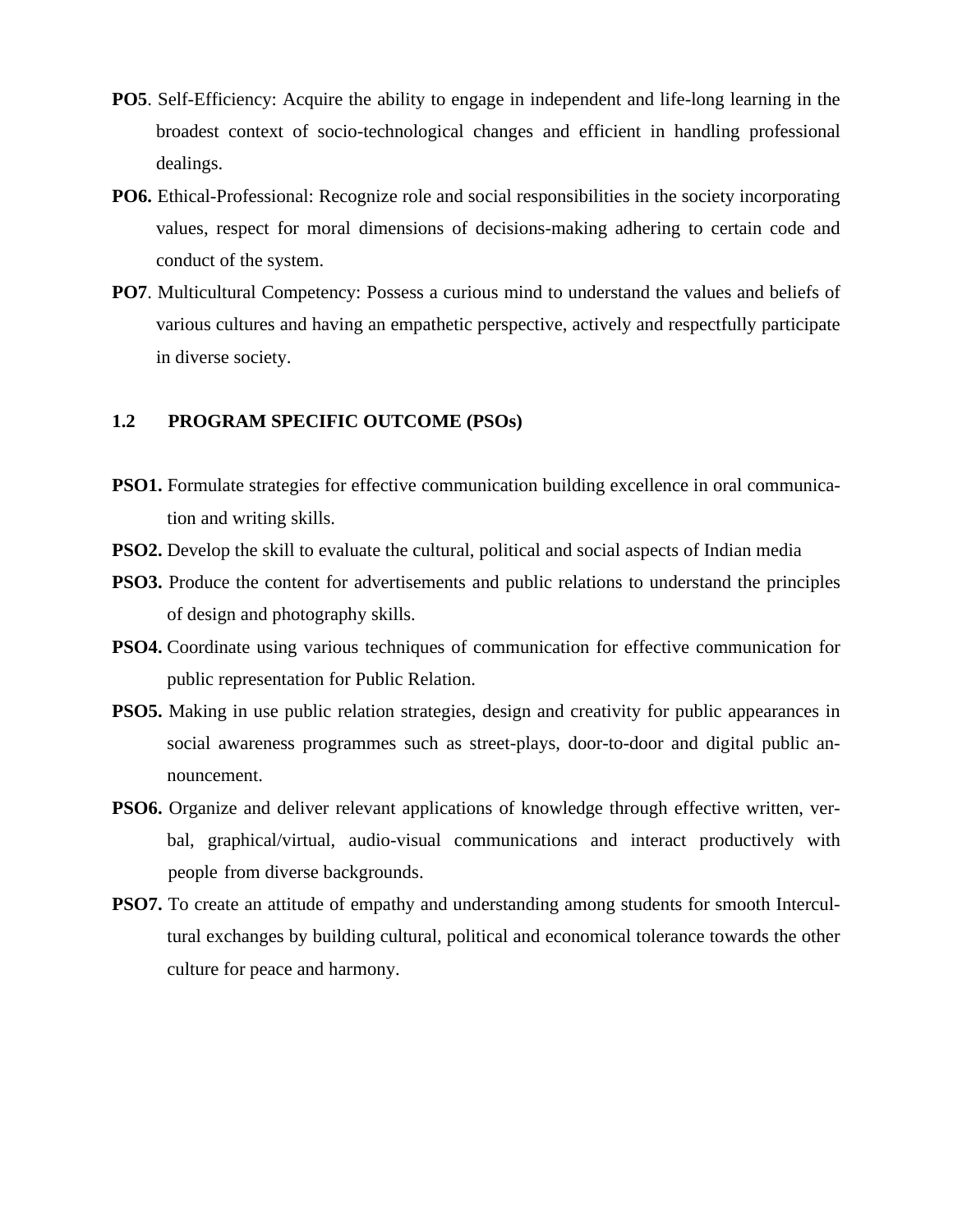**PO5**. Self-Efficiency: Acquire the ability to engage in independent and life-long learning in the broadest context of socio-technological changes and efficient in handling professional dealings.

**PO6.** Ethical-Professional: Recognize role and social responsibilities in the society incorporating values, respect for moral dimensions of decisions-making adhering to certain code and conduct of the system.

**PO7**. Multicultural Competency: Possess a curious mind to understand the values and beliefs of various cultures and having an empathetic perspective, actively and respectfully participate in diverse society.

## 1.2 PROGRAM SPECIFIC OUTCOME (PSOs)

**PSO1.** Formulate strategies for effective communication building excellence in oral communication and writing skills.

**PSO2.** Develop the skill to evaluate the cultural, political and social aspects of Indian media

**PSO3.** Produce the content for advertisements and public relations to understand the principles of design and photography skills.

**PSO4.** Coordinate using various techniques of communication for effective communication for public representation for Public Relation.

**PSO5.** Making in use public relation strategies, design and creativity for public appearances in social awareness programmes such as street-plays, door-to-door and digital public announcement.

**PSO6.** Organize and deliver relevant applications of knowledge through effective written, verbal, graphical/virtual, audio-visual communications and interact productively with people from diverse backgrounds.

**PSO7.** To create an attitude of empathy and understanding among students for smooth Intercultural exchanges by building cultural, political and economical tolerance towards the other culture for peace and harmony.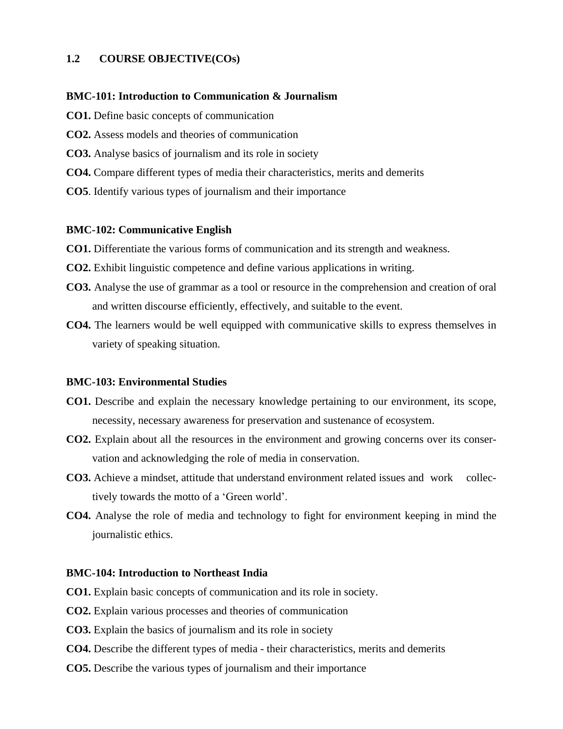## 1.2 COURSE OBJECTIVE(COs)

**BMC-101: Introduction to Communication & Journalism**

**CO1.** Define basic concepts of communication

**CO2.** Assess models and theories of communication

**CO3.** Analyse basics of journalism and its role in society

**CO4.** Compare different types of media their characteristics, merits and demerits

**CO5**. Identify various types of journalism and their importance

**BMC-102: Communicative English**

**CO1.** Differentiate the various forms of communication and its strength and weakness.

**CO2.** Exhibit linguistic competence and define various applications in writing.

**CO3.** Analyse the use of grammar as a tool or resource in the comprehension and creation of oral and written discourse efficiently, effectively, and suitable to the event.

**CO4.** The learners would be well equipped with communicative skills to express themselves in variety of speaking situation.

**BMC-103: Environmental Studies**

**CO1.** Describe and explain the necessary knowledge pertaining to our environment, its scope, necessity, necessary awareness for preservation and sustenance of ecosystem.

**CO2.** Explain about all the resources in the environment and growing concerns over its conservation and acknowledging the role of media in conservation.

**CO3.** Achieve a mindset, attitude that understand environment related issues and work collectively towards the motto of a 'Green world'.

**CO4.** Analyse the role of media and technology to fight for environment keeping in mind the journalistic ethics.

**BMC-104: Introduction to Northeast India**

**CO1.** Explain basic concepts of communication and its role in society.

**CO2.** Explain various processes and theories of communication

**CO3.** Explain the basics of journalism and its role in society

**CO4.** Describe the different types of media - their characteristics, merits and demerits

**CO5.** Describe the various types of journalism and their importance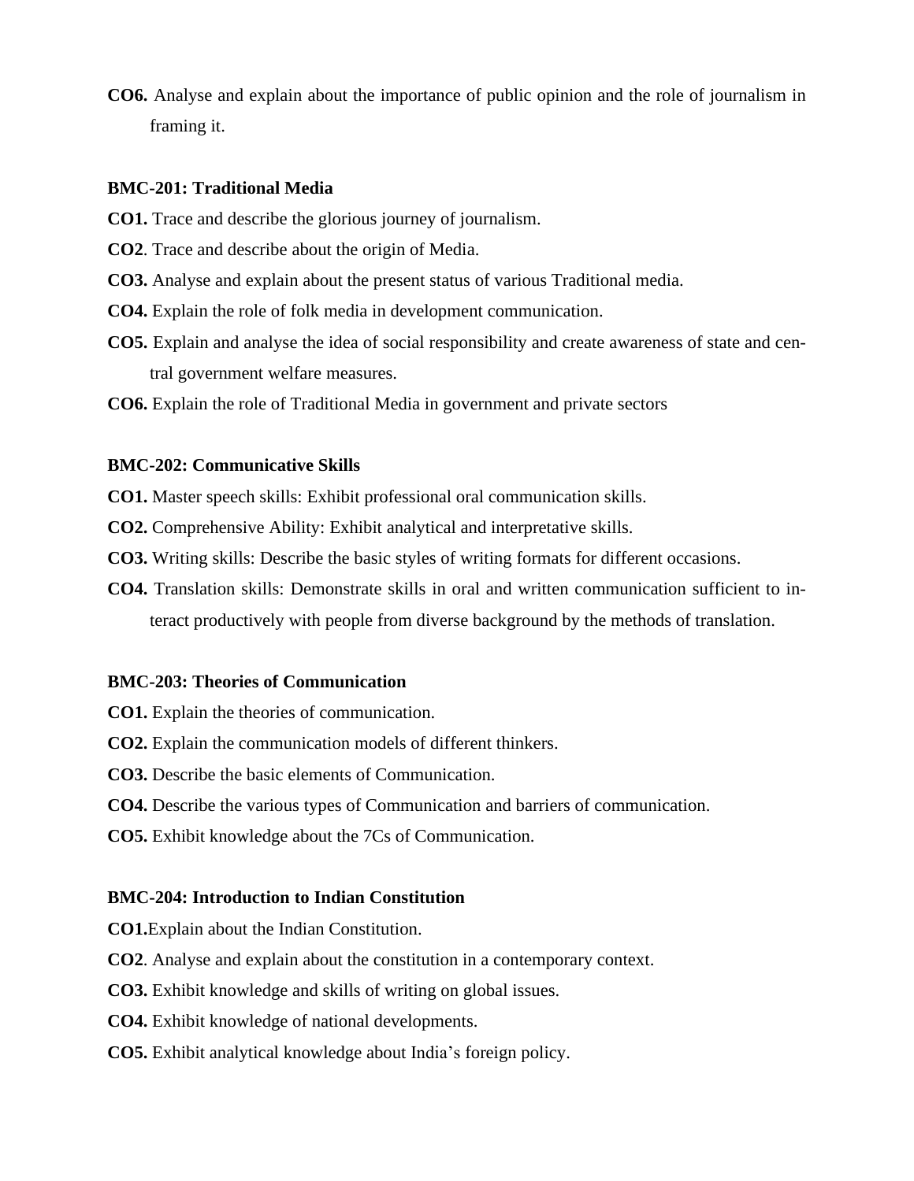**CO6.** Analyse and explain about the importance of public opinion and the role of journalism in framing it.

**BMC-201: Traditional Media**

**CO1.** Trace and describe the glorious journey of journalism.

**CO2**. Trace and describe about the origin of Media.

**CO3.** Analyse and explain about the present status of various Traditional media.

**CO4.** Explain the role of folk media in development communication.

**CO5.** Explain and analyse the idea of social responsibility and create awareness of state and central government welfare measures.

**CO6.** Explain the role of Traditional Media in government and private sectors

**BMC-202: Communicative Skills**

**CO1.** Master speech skills: Exhibit professional oral communication skills.

**CO2.** Comprehensive Ability: Exhibit analytical and interpretative skills.

**CO3.** Writing skills: Describe the basic styles of writing formats for different occasions.

**CO4.** Translation skills: Demonstrate skills in oral and written communication sufficient to interact productively with people from diverse background by the methods of translation.

**BMC-203: Theories of Communication**

**CO1.** Explain the theories of communication.

**CO2.** Explain the communication models of different thinkers.

**CO3.** Describe the basic elements of Communication.

**CO4.** Describe the various types of Communication and barriers of communication.

**CO5.** Exhibit knowledge about the 7Cs of Communication.

**BMC-204: Introduction to Indian Constitution**

**CO1.**Explain about the Indian Constitution.

**CO2**. Analyse and explain about the constitution in a contemporary context.

**CO3.** Exhibit knowledge and skills of writing on global issues.

**CO4.** Exhibit knowledge of national developments.

**CO5.** Exhibit analytical knowledge about India's foreign policy.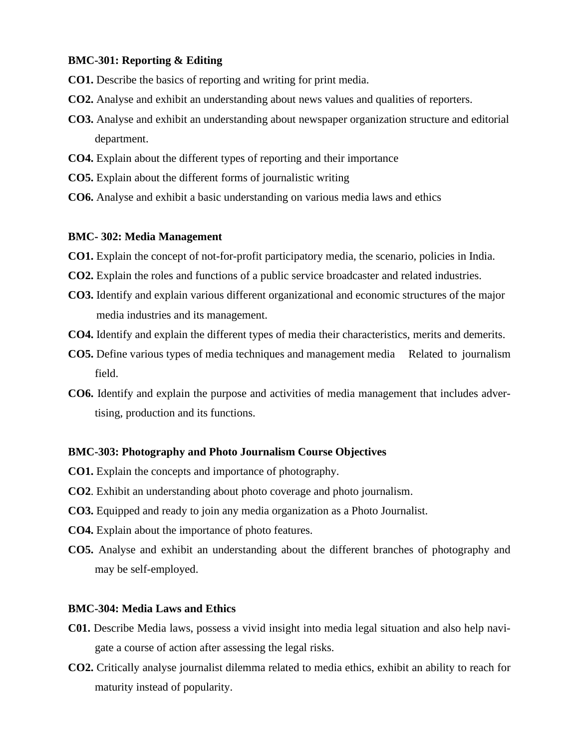**BMC-301: Reporting & Editing**

**CO1.** Describe the basics of reporting and writing for print media.

**CO2.** Analyse and exhibit an understanding about news values and qualities of reporters.

**CO3.** Analyse and exhibit an understanding about newspaper organization structure and editorial department.

**CO4.** Explain about the different types of reporting and their importance

**CO5.** Explain about the different forms of journalistic writing

**CO6.** Analyse and exhibit a basic understanding on various media laws and ethics

**BMC- 302: Media Management**

**CO1.** Explain the concept of not-for-profit participatory media, the scenario, policies in India.

**CO2.** Explain the roles and functions of a public service broadcaster and related industries.

**CO3.** Identify and explain various different organizational and economic structures of the major media industries and its management.

**CO4.** Identify and explain the different types of media their characteristics, merits and demerits.

**CO5.** Define various types of media techniques and management media Related to journalism field.

**CO6.** Identify and explain the purpose and activities of media management that includes advertising, production and its functions.

**BMC-303: Photography and Photo Journalism Course Objectives**

**CO1.** Explain the concepts and importance of photography.

**CO2**. Exhibit an understanding about photo coverage and photo journalism.

**CO3.** Equipped and ready to join any media organization as a Photo Journalist.

**CO4.** Explain about the importance of photo features.

**CO5.** Analyse and exhibit an understanding about the different branches of photography and may be self-employed.

**BMC-304: Media Laws and Ethics**

**C01.** Describe Media laws, possess a vivid insight into media legal situation and also help navigate a course of action after assessing the legal risks.

**CO2.** Critically analyse journalist dilemma related to media ethics, exhibit an ability to reach for maturity instead of popularity.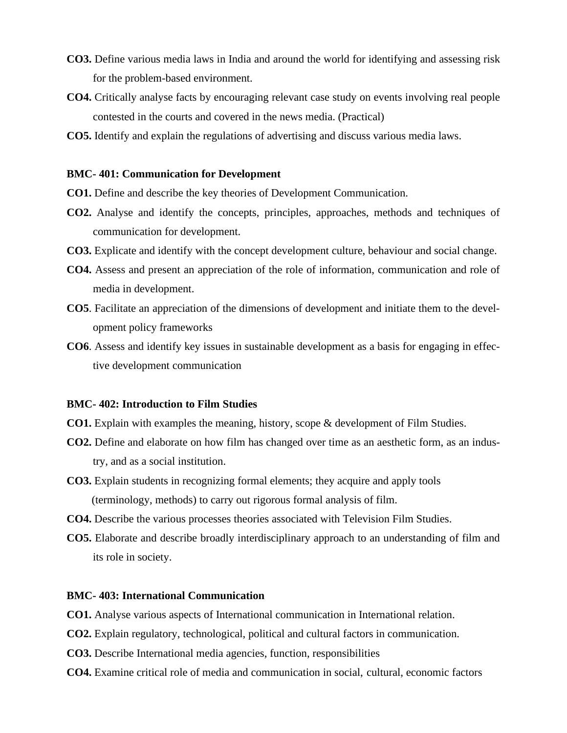**CO3.** Define various media laws in India and around the world for identifying and assessing risk for the problem-based environment.

**CO4.** Critically analyse facts by encouraging relevant case study on events involving real people contested in the courts and covered in the news media. (Practical)

**CO5.** Identify and explain the regulations of advertising and discuss various media laws.

**BMC- 401: Communication for Development**

**CO1.** Define and describe the key theories of Development Communication.

**CO2.** Analyse and identify the concepts, principles, approaches, methods and techniques of communication for development.

**CO3.** Explicate and identify with the concept development culture, behaviour and social change.

**CO4.** Assess and present an appreciation of the role of information, communication and role of media in development.

**CO5**. Facilitate an appreciation of the dimensions of development and initiate them to the development policy frameworks

**CO6**. Assess and identify key issues in sustainable development as a basis for engaging in effective development communication

**BMC- 402: Introduction to Film Studies**

**CO1.** Explain with examples the meaning, history, scope & development of Film Studies.

**CO2.** Define and elaborate on how film has changed over time as an aesthetic form, as an industry, and as a social institution.

**CO3.** Explain students in recognizing formal elements; they acquire and apply tools (terminology, methods) to carry out rigorous formal analysis of film.

**CO4.** Describe the various processes theories associated with Television Film Studies.

**CO5.** Elaborate and describe broadly interdisciplinary approach to an understanding of film and its role in society.

**BMC- 403: International Communication**

**CO1.** Analyse various aspects of International communication in International relation.

**CO2.** Explain regulatory, technological, political and cultural factors in communication.

**CO3.** Describe International media agencies, function, responsibilities

**CO4.** Examine critical role of media and communication in social, cultural, economic factors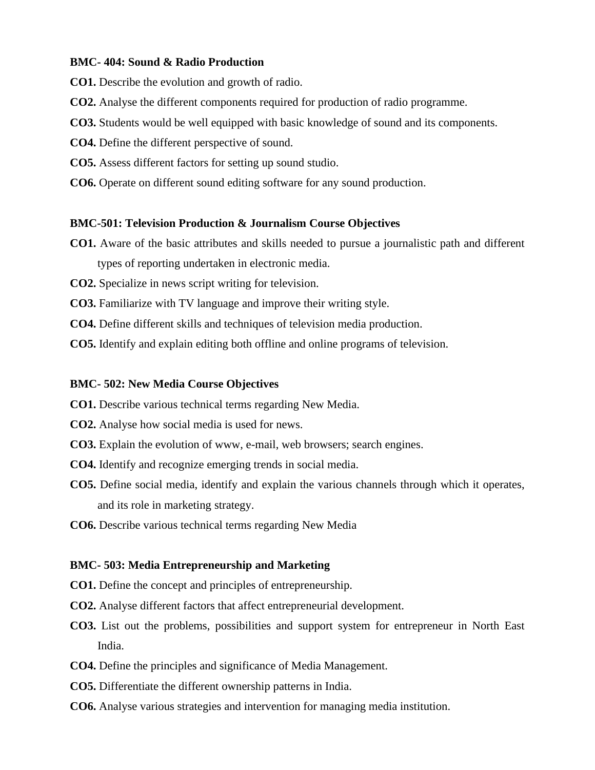**BMC- 404: Sound & Radio Production**

**CO1.** Describe the evolution and growth of radio.

**CO2.** Analyse the different components required for production of radio programme.

**CO3.** Students would be well equipped with basic knowledge of sound and its components.

**CO4.** Define the different perspective of sound.

**CO5.** Assess different factors for setting up sound studio.

**CO6.** Operate on different sound editing software for any sound production.

**BMC-501: Television Production & Journalism Course Objectives**

**CO1.** Aware of the basic attributes and skills needed to pursue a journalistic path and different types of reporting undertaken in electronic media.

**CO2.** Specialize in news script writing for television.

**CO3.** Familiarize with TV language and improve their writing style.

**CO4.** Define different skills and techniques of television media production.

**CO5.** Identify and explain editing both offline and online programs of television.

**BMC- 502: New Media Course Objectives**

**CO1.** Describe various technical terms regarding New Media.

**CO2.** Analyse how social media is used for news.

**CO3.** Explain the evolution of www, e-mail, web browsers; search engines.

**CO4.** Identify and recognize emerging trends in social media.

**CO5.** Define social media, identify and explain the various channels through which it operates, and its role in marketing strategy.

**CO6.** Describe various technical terms regarding New Media

**BMC- 503: Media Entrepreneurship and Marketing**

**CO1.** Define the concept and principles of entrepreneurship.

**CO2.** Analyse different factors that affect entrepreneurial development.

**CO3.** List out the problems, possibilities and support system for entrepreneur in North East India.

**CO4.** Define the principles and significance of Media Management.

**CO5.** Differentiate the different ownership patterns in India.

**CO6.** Analyse various strategies and intervention for managing media institution.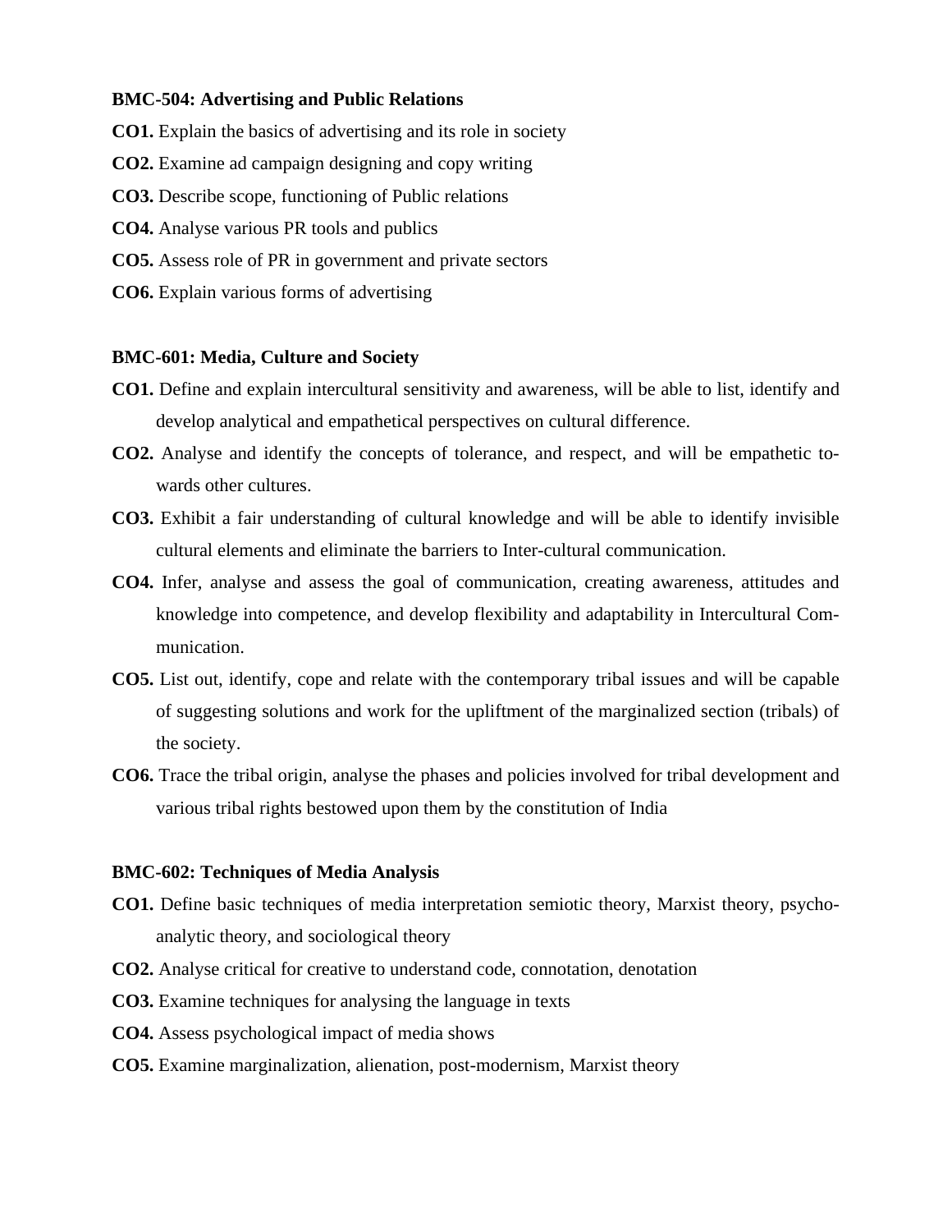**BMC-504: Advertising and Public Relations**

**CO1.** Explain the basics of advertising and its role in society

**CO2.** Examine ad campaign designing and copy writing

**CO3.** Describe scope, functioning of Public relations

**CO4.** Analyse various PR tools and publics

**CO5.** Assess role of PR in government and private sectors

**CO6.** Explain various forms of advertising

**BMC-601: Media, Culture and Society**

**CO1.** Define and explain intercultural sensitivity and awareness, will be able to list, identify and develop analytical and empathetical perspectives on cultural difference.

**CO2.** Analyse and identify the concepts of tolerance, and respect, and will be empathetic towards other cultures.

**CO3.** Exhibit a fair understanding of cultural knowledge and will be able to identify invisible cultural elements and eliminate the barriers to Inter-cultural communication.

**CO4.** Infer, analyse and assess the goal of communication, creating awareness, attitudes and knowledge into competence, and develop flexibility and adaptability in Intercultural Communication.

**CO5.** List out, identify, cope and relate with the contemporary tribal issues and will be capable of suggesting solutions and work for the upliftment of the marginalized section (tribals) of the society.

**CO6.** Trace the tribal origin, analyse the phases and policies involved for tribal development and various tribal rights bestowed upon them by the constitution of India

**BMC-602: Techniques of Media Analysis**

**CO1.** Define basic techniques of media interpretation semiotic theory, Marxist theory, psychoanalytic theory, and sociological theory

**CO2.** Analyse critical for creative to understand code, connotation, denotation

**CO3.** Examine techniques for analysing the language in texts

**CO4.** Assess psychological impact of media shows

**CO5.** Examine marginalization, alienation, post-modernism, Marxist theory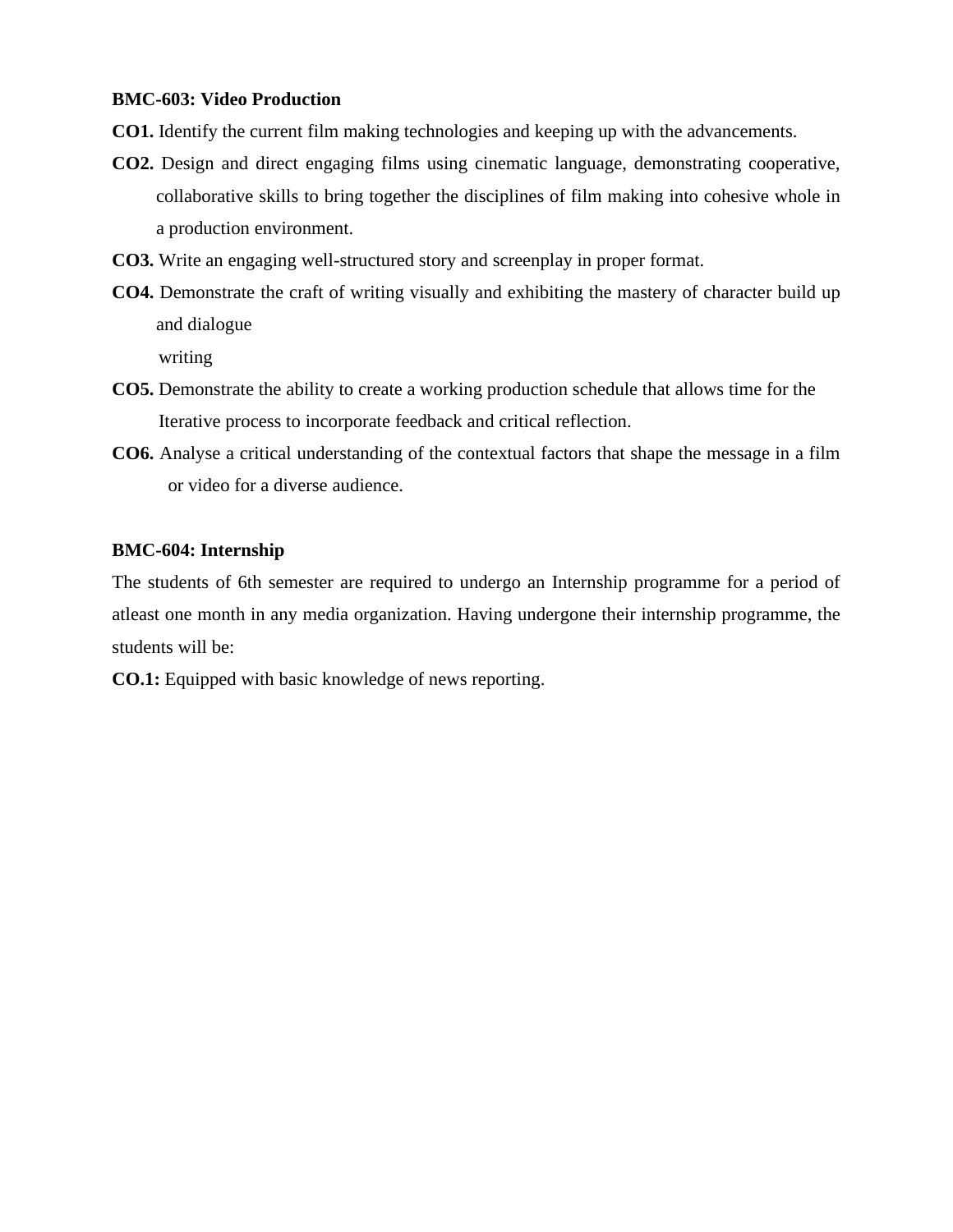**BMC-603: Video Production**

**CO1.** Identify the current film making technologies and keeping up with the advancements.

**CO2.** Design and direct engaging films using cinematic language, demonstrating cooperative, collaborative skills to bring together the disciplines of film making into cohesive whole in a production environment.

**CO3.** Write an engaging well-structured story and screenplay in proper format.

**CO4.** Demonstrate the craft of writing visually and exhibiting the mastery of character build up and dialogue writing

**CO5.** Demonstrate the ability to create a working production schedule that allows time for the Iterative process to incorporate feedback and critical reflection.

**CO6.** Analyse a critical understanding of the contextual factors that shape the message in a film or video for a diverse audience.

**BMC-604: Internship**

The students of 6th semester are required to undergo an Internship programme for a period of atleast one month in any media organization. Having undergone their internship programme, the students will be:

**CO.1:** Equipped with basic knowledge of news reporting.